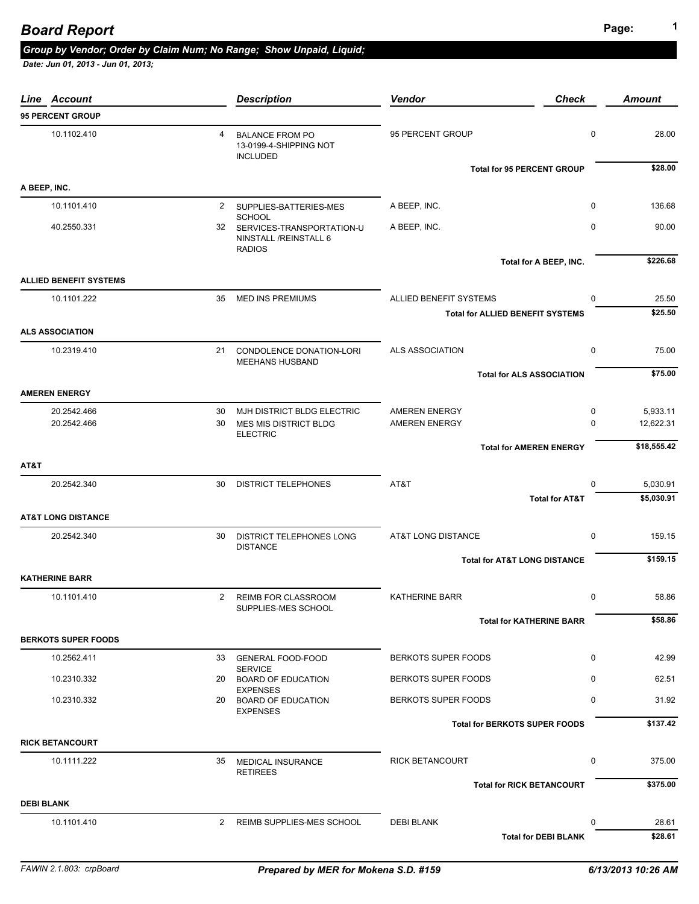# Board Report

***Group by Vendor; Order by Claim Num; No Range; Show Unpaid, Liquid;***

***Date: Jun 01, 2013 - Jun 01, 2013;***

| Line | Account | | Description | Vendor | Check | Amount |
|---|---|---|---|---|---|---|
| **95 PERCENT GROUP** | | | | | | |
| | 10.1102.410 | 4 | BALANCE FROM PO 13-0199-4-SHIPPING NOT INCLUDED | 95 PERCENT GROUP | 0 | 28.00 |
| | | | | **Total for 95 PERCENT GROUP** | | **$28.00** |
| **A BEEP, INC.** | | | | | | |
| | 10.1101.410 | 2 | SUPPLIES-BATTERIES-MES SCHOOL | A BEEP, INC. | 0 | 136.68 |
| | 40.2550.331 | 32 | SERVICES-TRANSPORTATION-UNINSTALL /REINSTALL 6 RADIOS | A BEEP, INC. | 0 | 90.00 |
| | | | | **Total for A BEEP, INC.** | | **$226.68** |
| **ALLIED BENEFIT SYSTEMS** | | | | | | |
| | 10.1101.222 | 35 | MED INS PREMIUMS | ALLIED BENEFIT SYSTEMS | 0 | 25.50 |
| | | | | **Total for ALLIED BENEFIT SYSTEMS** | | **$25.50** |
| **ALS ASSOCIATION** | | | | | | |
| | 10.2319.410 | 21 | CONDOLENCE DONATION-LORI MEEHANS HUSBAND | ALS ASSOCIATION | 0 | 75.00 |
| | | | | **Total for ALS ASSOCIATION** | | **$75.00** |
| **AMEREN ENERGY** | | | | | | |
| | 20.2542.466 | 30 | MJH DISTRICT BLDG ELECTRIC | AMEREN ENERGY | 0 | 5,933.11 |
| | 20.2542.466 | 30 | MES MIS DISTRICT BLDG ELECTRIC | AMEREN ENERGY | 0 | 12,622.31 |
| | | | | **Total for AMEREN ENERGY** | | **$18,555.42** |
| **AT&T** | | | | | | |
| | 20.2542.340 | 30 | DISTRICT TELEPHONES | AT&T | 0 | 5,030.91 |
| | | | | **Total for AT&T** | | **$5,030.91** |
| **AT&T LONG DISTANCE** | | | | | | |
| | 20.2542.340 | 30 | DISTRICT TELEPHONES LONG DISTANCE | AT&T LONG DISTANCE | 0 | 159.15 |
| | | | | **Total for AT&T LONG DISTANCE** | | **$159.15** |
| **KATHERINE BARR** | | | | | | |
| | 10.1101.410 | 2 | REIMB FOR CLASSROOM SUPPLIES-MES SCHOOL | KATHERINE BARR | 0 | 58.86 |
| | | | | **Total for KATHERINE BARR** | | **$58.86** |
| **BERKOTS SUPER FOODS** | | | | | | |
| | 10.2562.411 | 33 | GENERAL FOOD-FOOD SERVICE | BERKOTS SUPER FOODS | 0 | 42.99 |
| | 10.2310.332 | 20 | BOARD OF EDUCATION EXPENSES | BERKOTS SUPER FOODS | 0 | 62.51 |
| | 10.2310.332 | 20 | BOARD OF EDUCATION EXPENSES | BERKOTS SUPER FOODS | 0 | 31.92 |
| | | | | **Total for BERKOTS SUPER FOODS** | | **$137.42** |
| **RICK BETANCOURT** | | | | | | |
| | 10.1111.222 | 35 | MEDICAL INSURANCE RETIREES | RICK BETANCOURT | 0 | 375.00 |
| | | | | **Total for RICK BETANCOURT** | | **$375.00** |
| **DEBI BLANK** | | | | | | |
| | 10.1101.410 | 2 | REIMB SUPPLIES-MES SCHOOL | DEBI BLANK | 0 | 28.61 |
| | | | | **Total for DEBI BLANK** | | **$28.61** |

FAWIN 2.1.803: crpBoard | ***Prepared by MER for Mokena S.D. #159*** | ***6/13/2013 10:26 AM***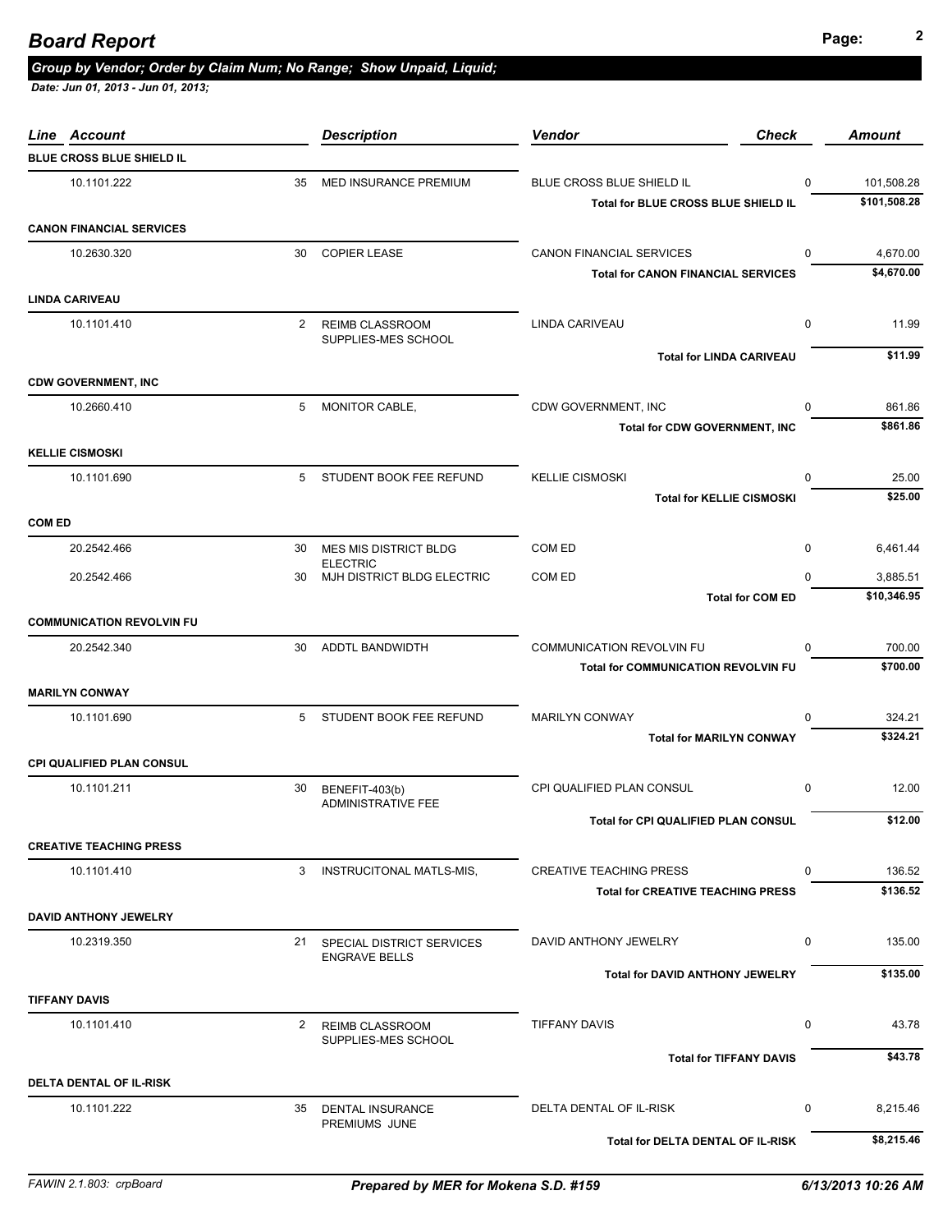# Board Report

***Group by Vendor; Order by Claim Num; No Range; Show Unpaid, Liquid;***

***Date: Jun 01, 2013 - Jun 01, 2013;***

| Line Account | | Description | Vendor | Check | Amount |
|---|---|---|---|---|---|
| **BLUE CROSS BLUE SHIELD IL** | | | | | |
| 10.1101.222 | 35 | MED INSURANCE PREMIUM | BLUE CROSS BLUE SHIELD IL | 0 | 101,508.28 |
| | | | **Total for BLUE CROSS BLUE SHIELD IL** | | **$101,508.28** |
| **CANON FINANCIAL SERVICES** | | | | | |
| 10.2630.320 | 30 | COPIER LEASE | CANON FINANCIAL SERVICES | 0 | 4,670.00 |
| | | | **Total for CANON FINANCIAL SERVICES** | | **$4,670.00** |
| **LINDA CARIVEAU** | | | | | |
| 10.1101.410 | 2 | REIMB CLASSROOM SUPPLIES-MES SCHOOL | LINDA CARIVEAU | 0 | 11.99 |
| | | | **Total for LINDA CARIVEAU** | | **$11.99** |
| **CDW GOVERNMENT, INC** | | | | | |
| 10.2660.410 | 5 | MONITOR CABLE, | CDW GOVERNMENT, INC | 0 | 861.86 |
| | | | **Total for CDW GOVERNMENT, INC** | | **$861.86** |
| **KELLIE CISMOSKI** | | | | | |
| 10.1101.690 | 5 | STUDENT BOOK FEE REFUND | KELLIE CISMOSKI | 0 | 25.00 |
| | | | **Total for KELLIE CISMOSKI** | | **$25.00** |
| **COM ED** | | | | | |
| 20.2542.466 | 30 | MES MIS DISTRICT BLDG ELECTRIC | COM ED | 0 | 6,461.44 |
| 20.2542.466 | 30 | MJH DISTRICT BLDG ELECTRIC | COM ED | 0 | 3,885.51 |
| | | | **Total for COM ED** | | **$10,346.95** |
| **COMMUNICATION REVOLVIN FU** | | | | | |
| 20.2542.340 | 30 | ADDTL BANDWIDTH | COMMUNICATION REVOLVIN FU | 0 | 700.00 |
| | | | **Total for COMMUNICATION REVOLVIN FU** | | **$700.00** |
| **MARILYN CONWAY** | | | | | |
| 10.1101.690 | 5 | STUDENT BOOK FEE REFUND | MARILYN CONWAY | 0 | 324.21 |
| | | | **Total for MARILYN CONWAY** | | **$324.21** |
| **CPI QUALIFIED PLAN CONSUL** | | | | | |
| 10.1101.211 | 30 | BENEFIT-403(b) ADMINISTRATIVE FEE | CPI QUALIFIED PLAN CONSUL | 0 | 12.00 |
| | | | **Total for CPI QUALIFIED PLAN CONSUL** | | **$12.00** |
| **CREATIVE TEACHING PRESS** | | | | | |
| 10.1101.410 | 3 | INSTRUCITONAL MATLS-MIS, | CREATIVE TEACHING PRESS | 0 | 136.52 |
| | | | **Total for CREATIVE TEACHING PRESS** | | **$136.52** |
| **DAVID ANTHONY JEWELRY** | | | | | |
| 10.2319.350 | 21 | SPECIAL DISTRICT SERVICES ENGRAVE BELLS | DAVID ANTHONY JEWELRY | 0 | 135.00 |
| | | | **Total for DAVID ANTHONY JEWELRY** | | **$135.00** |
| **TIFFANY DAVIS** | | | | | |
| 10.1101.410 | 2 | REIMB CLASSROOM SUPPLIES-MES SCHOOL | TIFFANY DAVIS | 0 | 43.78 |
| | | | **Total for TIFFANY DAVIS** | | **$43.78** |
| **DELTA DENTAL OF IL-RISK** | | | | | |
| 10.1101.222 | 35 | DENTAL INSURANCE PREMIUMS JUNE | DELTA DENTAL OF IL-RISK | 0 | 8,215.46 |
| | | | **Total for DELTA DENTAL OF IL-RISK** | | **$8,215.46** |

FAWIN 2.1.803: crpBoard — *Prepared by MER for Mokena S.D. #159* — 6/13/2013 10:26 AM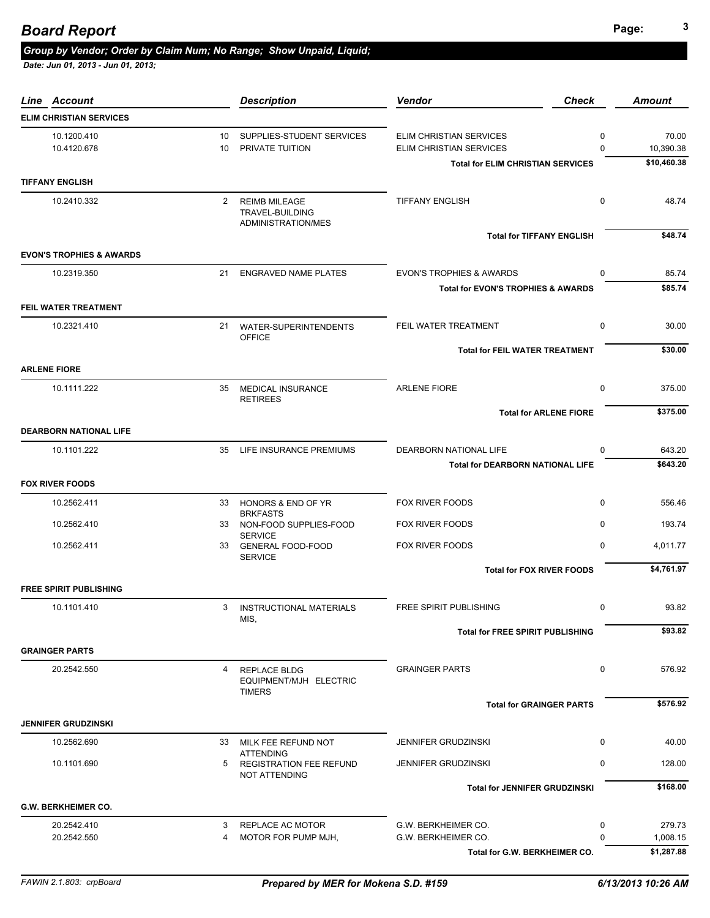# Board Report

***Group by Vendor; Order by Claim Num; No Range; Show Unpaid, Liquid;***

*Date: Jun 01, 2013 - Jun 01, 2013;*

| Line | Account | | Description | Vendor | Check | Amount |
|---|---|---|---|---|---|---|
| **ELIM CHRISTIAN SERVICES** | | | | | | |
| | 10.1200.410 | 10 | SUPPLIES-STUDENT SERVICES | ELIM CHRISTIAN SERVICES | 0 | 70.00 |
| | 10.4120.678 | 10 | PRIVATE TUITION | ELIM CHRISTIAN SERVICES | 0 | 10,390.38 |
| | | | | **Total for ELIM CHRISTIAN SERVICES** | | **$10,460.38** |
| **TIFFANY ENGLISH** | | | | | | |
| | 10.2410.332 | 2 | REIMB MILEAGE TRAVEL-BUILDING ADMINISTRATION/MES | TIFFANY ENGLISH | 0 | 48.74 |
| | | | | **Total for TIFFANY ENGLISH** | | **$48.74** |
| **EVON'S TROPHIES & AWARDS** | | | | | | |
| | 10.2319.350 | 21 | ENGRAVED NAME PLATES | EVON'S TROPHIES & AWARDS | 0 | 85.74 |
| | | | | **Total for EVON'S TROPHIES & AWARDS** | | **$85.74** |
| **FEIL WATER TREATMENT** | | | | | | |
| | 10.2321.410 | 21 | WATER-SUPERINTENDENTS OFFICE | FEIL WATER TREATMENT | 0 | 30.00 |
| | | | | **Total for FEIL WATER TREATMENT** | | **$30.00** |
| **ARLENE FIORE** | | | | | | |
| | 10.1111.222 | 35 | MEDICAL INSURANCE RETIREES | ARLENE FIORE | 0 | 375.00 |
| | | | | **Total for ARLENE FIORE** | | **$375.00** |
| **DEARBORN NATIONAL LIFE** | | | | | | |
| | 10.1101.222 | 35 | LIFE INSURANCE PREMIUMS | DEARBORN NATIONAL LIFE | 0 | 643.20 |
| | | | | **Total for DEARBORN NATIONAL LIFE** | | **$643.20** |
| **FOX RIVER FOODS** | | | | | | |
| | 10.2562.411 | 33 | HONORS & END OF YR BRKFASTS | FOX RIVER FOODS | 0 | 556.46 |
| | 10.2562.410 | 33 | NON-FOOD SUPPLIES-FOOD SERVICE | FOX RIVER FOODS | 0 | 193.74 |
| | 10.2562.411 | 33 | GENERAL FOOD-FOOD SERVICE | FOX RIVER FOODS | 0 | 4,011.77 |
| | | | | **Total for FOX RIVER FOODS** | | **$4,761.97** |
| **FREE SPIRIT PUBLISHING** | | | | | | |
| | 10.1101.410 | 3 | INSTRUCTIONAL MATERIALS MIS, | FREE SPIRIT PUBLISHING | 0 | 93.82 |
| | | | | **Total for FREE SPIRIT PUBLISHING** | | **$93.82** |
| **GRAINGER PARTS** | | | | | | |
| | 20.2542.550 | 4 | REPLACE BLDG EQUIPMENT/MJH ELECTRIC TIMERS | GRAINGER PARTS | 0 | 576.92 |
| | | | | **Total for GRAINGER PARTS** | | **$576.92** |
| **JENNIFER GRUDZINSKI** | | | | | | |
| | 10.2562.690 | 33 | MILK FEE REFUND NOT ATTENDING | JENNIFER GRUDZINSKI | 0 | 40.00 |
| | 10.1101.690 | 5 | REGISTRATION FEE REFUND NOT ATTENDING | JENNIFER GRUDZINSKI | 0 | 128.00 |
| | | | | **Total for JENNIFER GRUDZINSKI** | | **$168.00** |
| **G.W. BERKHEIMER CO.** | | | | | | |
| | 20.2542.410 | 3 | REPLACE AC MOTOR | G.W. BERKHEIMER CO. | 0 | 279.73 |
| | 20.2542.550 | 4 | MOTOR FOR PUMP MJH, | G.W. BERKHEIMER CO. | 0 | 1,008.15 |
| | | | | **Total for G.W. BERKHEIMER CO.** | | **$1,287.88** |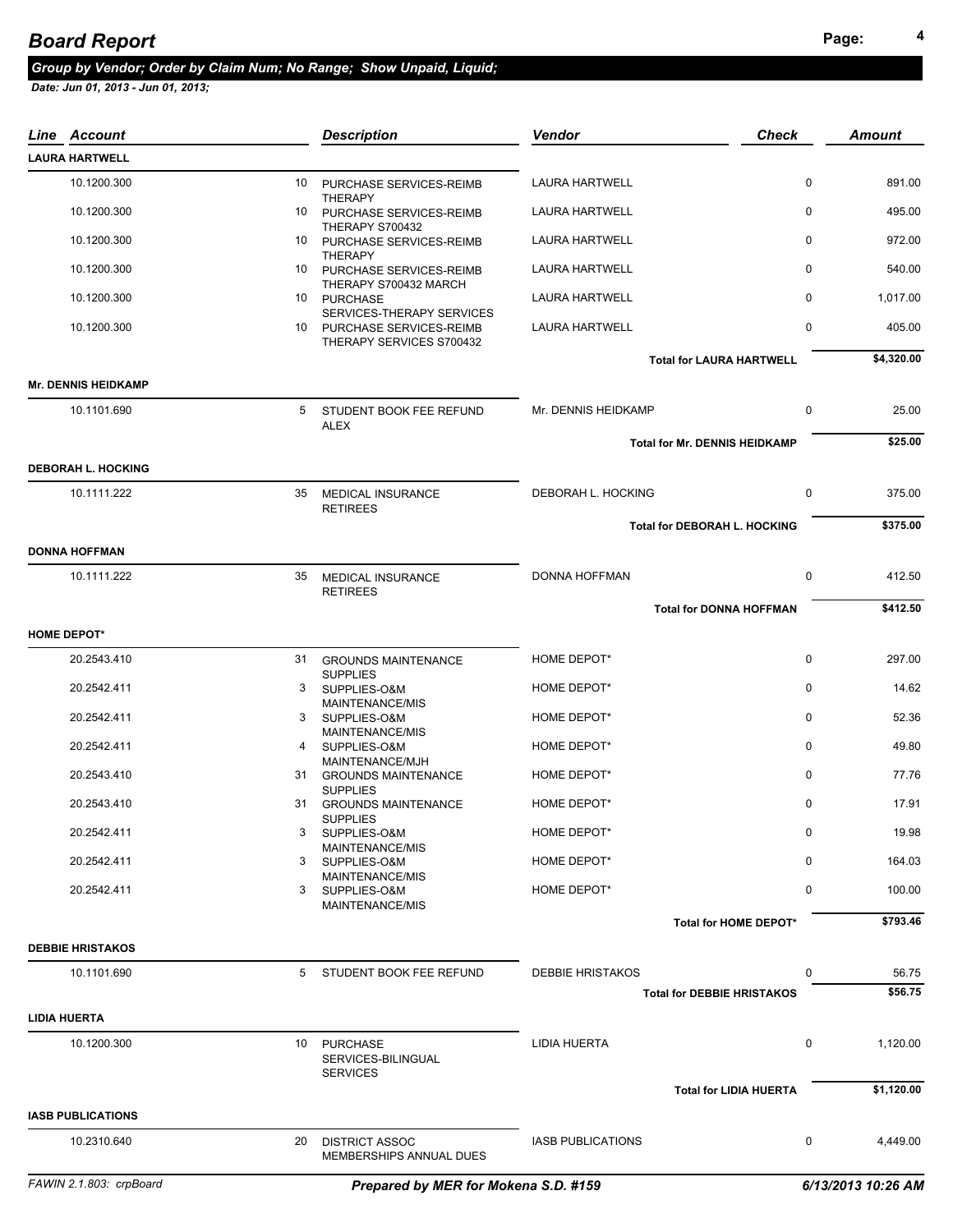# Board Report

***Group by Vendor; Order by Claim Num; No Range; Show Unpaid, Liquid;***

***Date: Jun 01, 2013 - Jun 01, 2013;***

| Line | Account | | Description | Vendor | Check | Amount |
|---|---|---|---|---|---|---|
| **LAURA HARTWELL** | | | | | | |
| | 10.1200.300 | 10 | PURCHASE SERVICES-REIMB THERAPY | LAURA HARTWELL | 0 | 891.00 |
| | 10.1200.300 | 10 | PURCHASE SERVICES-REIMB THERAPY S700432 | LAURA HARTWELL | 0 | 495.00 |
| | 10.1200.300 | 10 | PURCHASE SERVICES-REIMB THERAPY | LAURA HARTWELL | 0 | 972.00 |
| | 10.1200.300 | 10 | PURCHASE SERVICES-REIMB THERAPY S700432 MARCH | LAURA HARTWELL | 0 | 540.00 |
| | 10.1200.300 | 10 | PURCHASE SERVICES-THERAPY SERVICES | LAURA HARTWELL | 0 | 1,017.00 |
| | 10.1200.300 | 10 | PURCHASE SERVICES-REIMB THERAPY SERVICES S700432 | LAURA HARTWELL | 0 | 405.00 |
| | | | | **Total for LAURA HARTWELL** | | **$4,320.00** |
| **Mr. DENNIS HEIDKAMP** | | | | | | |
| | 10.1101.690 | 5 | STUDENT BOOK FEE REFUND ALEX | Mr. DENNIS HEIDKAMP | 0 | 25.00 |
| | | | | **Total for Mr. DENNIS HEIDKAMP** | | **$25.00** |
| **DEBORAH L. HOCKING** | | | | | | |
| | 10.1111.222 | 35 | MEDICAL INSURANCE RETIREES | DEBORAH L. HOCKING | 0 | 375.00 |
| | | | | **Total for DEBORAH L. HOCKING** | | **$375.00** |
| **DONNA HOFFMAN** | | | | | | |
| | 10.1111.222 | 35 | MEDICAL INSURANCE RETIREES | DONNA HOFFMAN | 0 | 412.50 |
| | | | | **Total for DONNA HOFFMAN** | | **$412.50** |
| **HOME DEPOT*** | | | | | | |
| | 20.2543.410 | 31 | GROUNDS MAINTENANCE SUPPLIES | HOME DEPOT* | 0 | 297.00 |
| | 20.2542.411 | 3 | SUPPLIES-O&M MAINTENANCE/MIS | HOME DEPOT* | 0 | 14.62 |
| | 20.2542.411 | 3 | SUPPLIES-O&M MAINTENANCE/MIS | HOME DEPOT* | 0 | 52.36 |
| | 20.2542.411 | 4 | SUPPLIES-O&M MAINTENANCE/MJH | HOME DEPOT* | 0 | 49.80 |
| | 20.2543.410 | 31 | GROUNDS MAINTENANCE SUPPLIES | HOME DEPOT* | 0 | 77.76 |
| | 20.2543.410 | 31 | GROUNDS MAINTENANCE SUPPLIES | HOME DEPOT* | 0 | 17.91 |
| | 20.2542.411 | 3 | SUPPLIES-O&M MAINTENANCE/MIS | HOME DEPOT* | 0 | 19.98 |
| | 20.2542.411 | 3 | SUPPLIES-O&M MAINTENANCE/MIS | HOME DEPOT* | 0 | 164.03 |
| | 20.2542.411 | 3 | SUPPLIES-O&M MAINTENANCE/MIS | HOME DEPOT* | 0 | 100.00 |
| | | | | **Total for HOME DEPOT*** | | **$793.46** |
| **DEBBIE HRISTAKOS** | | | | | | |
| | 10.1101.690 | 5 | STUDENT BOOK FEE REFUND | DEBBIE HRISTAKOS | 0 | 56.75 |
| | | | | **Total for DEBBIE HRISTAKOS** | | **$56.75** |
| **LIDIA HUERTA** | | | | | | |
| | 10.1200.300 | 10 | PURCHASE SERVICES-BILINGUAL SERVICES | LIDIA HUERTA | 0 | 1,120.00 |
| | | | | **Total for LIDIA HUERTA** | | **$1,120.00** |
| **IASB PUBLICATIONS** | | | | | | |
| | 10.2310.640 | 20 | DISTRICT ASSOC MEMBERSHIPS ANNUAL DUES | IASB PUBLICATIONS | 0 | 4,449.00 |

*FAWIN 2.1.803: crpBoard* — ***Prepared by MER for Mokena S.D. #159*** — ***6/13/2013 10:26 AM***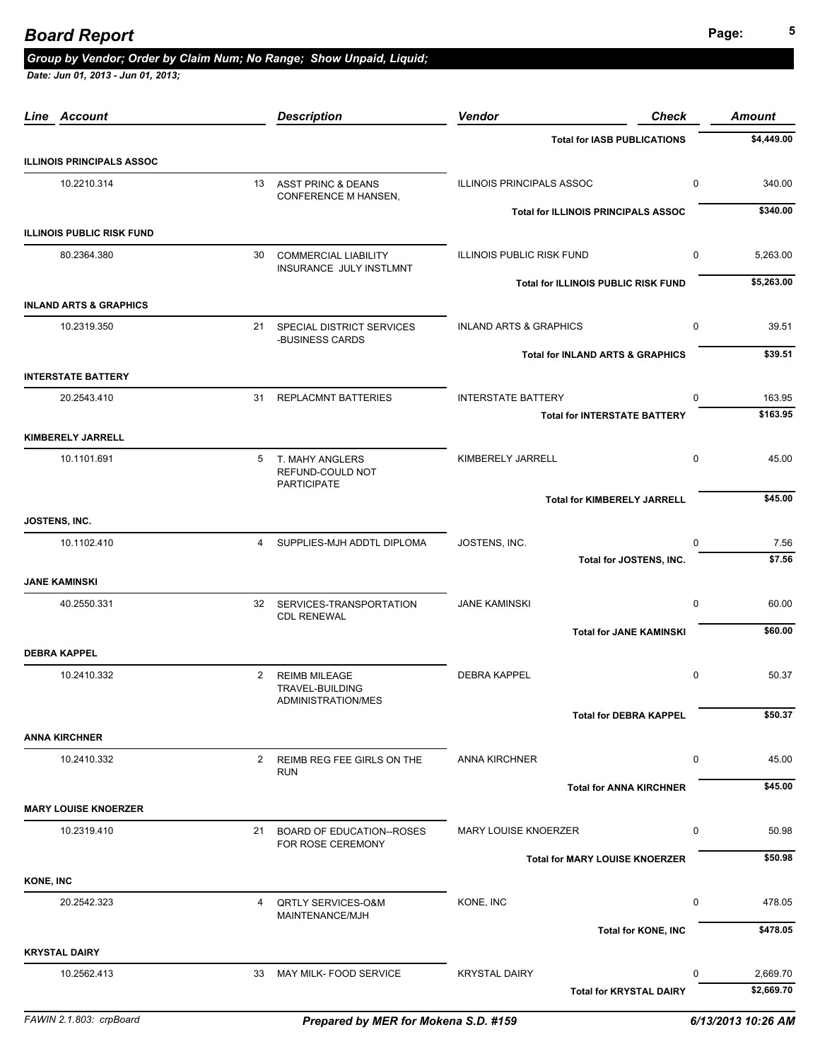# Board Report

***Group by Vendor; Order by Claim Num; No Range; Show Unpaid, Liquid;***

***Date: Jun 01, 2013 - Jun 01, 2013;***

| Line | Account | | Description | Vendor | Check | Amount |
|---|---|---|---|---|---|---|
| | | | | **Total for IASB PUBLICATIONS** | | **$4,449.00** |
| **ILLINOIS PRINCIPALS ASSOC** | | | | | | |
| | 10.2210.314 | 13 | ASST PRINC & DEANS CONFERENCE M HANSEN, | ILLINOIS PRINCIPALS ASSOC | 0 | 340.00 |
| | | | | **Total for ILLINOIS PRINCIPALS ASSOC** | | **$340.00** |
| **ILLINOIS PUBLIC RISK FUND** | | | | | | |
| | 80.2364.380 | 30 | COMMERCIAL LIABILITY INSURANCE JULY INSTLMNT | ILLINOIS PUBLIC RISK FUND | 0 | 5,263.00 |
| | | | | **Total for ILLINOIS PUBLIC RISK FUND** | | **$5,263.00** |
| **INLAND ARTS & GRAPHICS** | | | | | | |
| | 10.2319.350 | 21 | SPECIAL DISTRICT SERVICES -BUSINESS CARDS | INLAND ARTS & GRAPHICS | 0 | 39.51 |
| | | | | **Total for INLAND ARTS & GRAPHICS** | | **$39.51** |
| **INTERSTATE BATTERY** | | | | | | |
| | 20.2543.410 | 31 | REPLACMNT BATTERIES | INTERSTATE BATTERY | 0 | 163.95 |
| | | | | **Total for INTERSTATE BATTERY** | | **$163.95** |
| **KIMBERELY JARRELL** | | | | | | |
| | 10.1101.691 | 5 | T. MAHY ANGLERS REFUND-COULD NOT PARTICIPATE | KIMBERELY JARRELL | 0 | 45.00 |
| | | | | **Total for KIMBERELY JARRELL** | | **$45.00** |
| **JOSTENS, INC.** | | | | | | |
| | 10.1102.410 | 4 | SUPPLIES-MJH ADDTL DIPLOMA | JOSTENS, INC. | 0 | 7.56 |
| | | | | **Total for JOSTENS, INC.** | | **$7.56** |
| **JANE KAMINSKI** | | | | | | |
| | 40.2550.331 | 32 | SERVICES-TRANSPORTATION CDL RENEWAL | JANE KAMINSKI | 0 | 60.00 |
| | | | | **Total for JANE KAMINSKI** | | **$60.00** |
| **DEBRA KAPPEL** | | | | | | |
| | 10.2410.332 | 2 | REIMB MILEAGE TRAVEL-BUILDING ADMINISTRATION/MES | DEBRA KAPPEL | 0 | 50.37 |
| | | | | **Total for DEBRA KAPPEL** | | **$50.37** |
| **ANNA KIRCHNER** | | | | | | |
| | 10.2410.332 | 2 | REIMB REG FEE GIRLS ON THE RUN | ANNA KIRCHNER | 0 | 45.00 |
| | | | | **Total for ANNA KIRCHNER** | | **$45.00** |
| **MARY LOUISE KNOERZER** | | | | | | |
| | 10.2319.410 | 21 | BOARD OF EDUCATION--ROSES FOR ROSE CEREMONY | MARY LOUISE KNOERZER | 0 | 50.98 |
| | | | | **Total for MARY LOUISE KNOERZER** | | **$50.98** |
| **KONE, INC** | | | | | | |
| | 20.2542.323 | 4 | QRTLY SERVICES-O&M MAINTENANCE/MJH | KONE, INC | 0 | 478.05 |
| | | | | **Total for KONE, INC** | | **$478.05** |
| **KRYSTAL DAIRY** | | | | | | |
| | 10.2562.413 | 33 | MAY MILK- FOOD SERVICE | KRYSTAL DAIRY | 0 | 2,669.70 |
| | | | | **Total for KRYSTAL DAIRY** | | **$2,669.70** |

FAWIN 2.1.803: crpBoard — ***Prepared by MER for Mokena S.D. #159*** — ***6/13/2013 10:26 AM***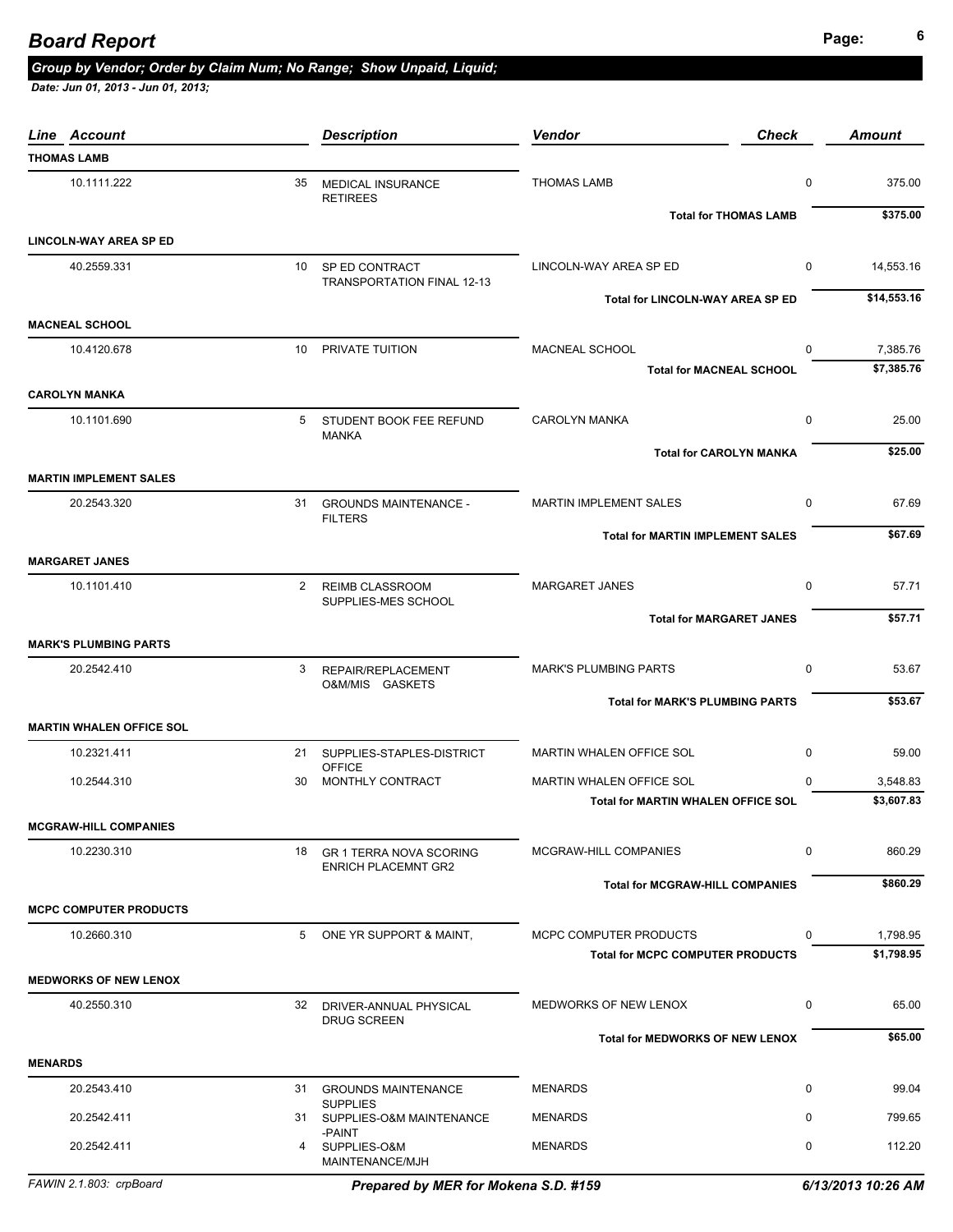# Board Report

***Group by Vendor; Order by Claim Num; No Range; Show Unpaid, Liquid;***

***Date: Jun 01, 2013 - Jun 01, 2013;***

| Line | Account | | Description | Vendor | Check | Amount |
|---|---|---|---|---|---|---|
| **THOMAS LAMB** | | | | | | |
| | 10.1111.222 | 35 | MEDICAL INSURANCE RETIREES | THOMAS LAMB | 0 | 375.00 |
| | | | | **Total for THOMAS LAMB** | | **$375.00** |
| **LINCOLN-WAY AREA SP ED** | | | | | | |
| | 40.2559.331 | 10 | SP ED CONTRACT TRANSPORTATION FINAL 12-13 | LINCOLN-WAY AREA SP ED | 0 | 14,553.16 |
| | | | | **Total for LINCOLN-WAY AREA SP ED** | | **$14,553.16** |
| **MACNEAL SCHOOL** | | | | | | |
| | 10.4120.678 | 10 | PRIVATE TUITION | MACNEAL SCHOOL | 0 | 7,385.76 |
| | | | | **Total for MACNEAL SCHOOL** | | **$7,385.76** |
| **CAROLYN MANKA** | | | | | | |
| | 10.1101.690 | 5 | STUDENT BOOK FEE REFUND MANKA | CAROLYN MANKA | 0 | 25.00 |
| | | | | **Total for CAROLYN MANKA** | | **$25.00** |
| **MARTIN IMPLEMENT SALES** | | | | | | |
| | 20.2543.320 | 31 | GROUNDS MAINTENANCE - FILTERS | MARTIN IMPLEMENT SALES | 0 | 67.69 |
| | | | | **Total for MARTIN IMPLEMENT SALES** | | **$67.69** |
| **MARGARET JANES** | | | | | | |
| | 10.1101.410 | 2 | REIMB CLASSROOM SUPPLIES-MES SCHOOL | MARGARET JANES | 0 | 57.71 |
| | | | | **Total for MARGARET JANES** | | **$57.71** |
| **MARK'S PLUMBING PARTS** | | | | | | |
| | 20.2542.410 | 3 | REPAIR/REPLACEMENT O&M/MIS GASKETS | MARK'S PLUMBING PARTS | 0 | 53.67 |
| | | | | **Total for MARK'S PLUMBING PARTS** | | **$53.67** |
| **MARTIN WHALEN OFFICE SOL** | | | | | | |
| | 10.2321.411 | 21 | SUPPLIES-STAPLES-DISTRICT OFFICE | MARTIN WHALEN OFFICE SOL | 0 | 59.00 |
| | 10.2544.310 | 30 | MONTHLY CONTRACT | MARTIN WHALEN OFFICE SOL | 0 | 3,548.83 |
| | | | | **Total for MARTIN WHALEN OFFICE SOL** | | **$3,607.83** |
| **MCGRAW-HILL COMPANIES** | | | | | | |
| | 10.2230.310 | 18 | GR 1 TERRA NOVA SCORING ENRICH PLACEMNT GR2 | MCGRAW-HILL COMPANIES | 0 | 860.29 |
| | | | | **Total for MCGRAW-HILL COMPANIES** | | **$860.29** |
| **MCPC COMPUTER PRODUCTS** | | | | | | |
| | 10.2660.310 | 5 | ONE YR SUPPORT & MAINT, | MCPC COMPUTER PRODUCTS | 0 | 1,798.95 |
| | | | | **Total for MCPC COMPUTER PRODUCTS** | | **$1,798.95** |
| **MEDWORKS OF NEW LENOX** | | | | | | |
| | 40.2550.310 | 32 | DRIVER-ANNUAL PHYSICAL DRUG SCREEN | MEDWORKS OF NEW LENOX | 0 | 65.00 |
| | | | | **Total for MEDWORKS OF NEW LENOX** | | **$65.00** |
| **MENARDS** | | | | | | |
| | 20.2543.410 | 31 | GROUNDS MAINTENANCE SUPPLIES | MENARDS | 0 | 99.04 |
| | 20.2542.411 | 31 | SUPPLIES-O&M MAINTENANCE -PAINT | MENARDS | 0 | 799.65 |
| | 20.2542.411 | 4 | SUPPLIES-O&M MAINTENANCE/MJH | MENARDS | 0 | 112.20 |

FAWIN 2.1.803: crpBoard — *Prepared by MER for Mokena S.D. #159* — *6/13/2013 10:26 AM*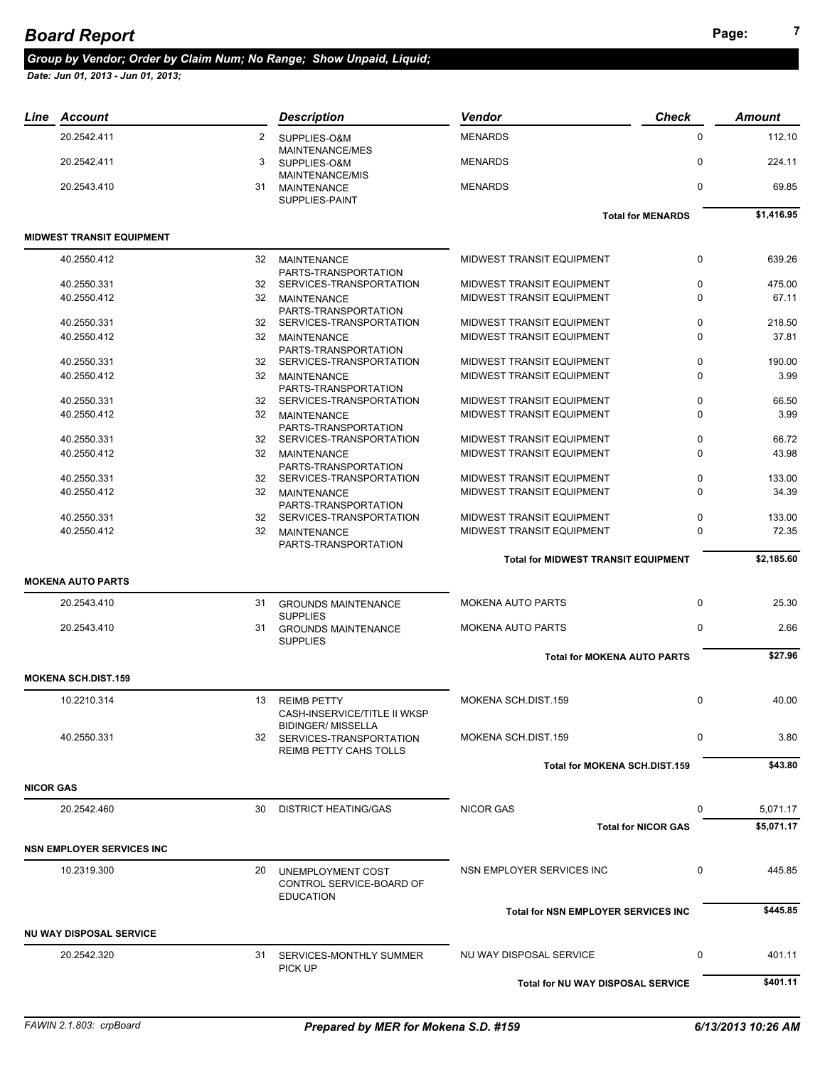# Board Report

## Group by Vendor; Order by Claim Num; No Range; Show Unpaid, Liquid;

*Date: Jun 01, 2013 - Jun 01, 2013;*

| Line | Account | | Description | Vendor | Check | Amount |
|---|---|---|---|---|---|---|
| | 20.2542.411 | 2 | SUPPLIES-O&M MAINTENANCE/MES | MENARDS | 0 | 112.10 |
| | 20.2542.411 | 3 | SUPPLIES-O&M MAINTENANCE/MIS | MENARDS | 0 | 224.11 |
| | 20.2543.410 | 31 | MAINTENANCE SUPPLIES-PAINT | MENARDS | 0 | 69.85 |
| | | | | **Total for MENARDS** | | **$1,416.95** |
| **MIDWEST TRANSIT EQUIPMENT** | | | | | | |
| | 40.2550.412 | 32 | MAINTENANCE PARTS-TRANSPORTATION | MIDWEST TRANSIT EQUIPMENT | 0 | 639.26 |
| | 40.2550.331 | 32 | SERVICES-TRANSPORTATION | MIDWEST TRANSIT EQUIPMENT | 0 | 475.00 |
| | 40.2550.412 | 32 | MAINTENANCE PARTS-TRANSPORTATION | MIDWEST TRANSIT EQUIPMENT | 0 | 67.11 |
| | 40.2550.331 | 32 | SERVICES-TRANSPORTATION | MIDWEST TRANSIT EQUIPMENT | 0 | 218.50 |
| | 40.2550.412 | 32 | MAINTENANCE PARTS-TRANSPORTATION | MIDWEST TRANSIT EQUIPMENT | 0 | 37.81 |
| | 40.2550.331 | 32 | SERVICES-TRANSPORTATION | MIDWEST TRANSIT EQUIPMENT | 0 | 190.00 |
| | 40.2550.412 | 32 | MAINTENANCE PARTS-TRANSPORTATION | MIDWEST TRANSIT EQUIPMENT | 0 | 3.99 |
| | 40.2550.331 | 32 | SERVICES-TRANSPORTATION | MIDWEST TRANSIT EQUIPMENT | 0 | 66.50 |
| | 40.2550.412 | 32 | MAINTENANCE PARTS-TRANSPORTATION | MIDWEST TRANSIT EQUIPMENT | 0 | 3.99 |
| | 40.2550.331 | 32 | SERVICES-TRANSPORTATION | MIDWEST TRANSIT EQUIPMENT | 0 | 66.72 |
| | 40.2550.412 | 32 | MAINTENANCE PARTS-TRANSPORTATION | MIDWEST TRANSIT EQUIPMENT | 0 | 43.98 |
| | 40.2550.331 | 32 | SERVICES-TRANSPORTATION | MIDWEST TRANSIT EQUIPMENT | 0 | 133.00 |
| | 40.2550.412 | 32 | MAINTENANCE PARTS-TRANSPORTATION | MIDWEST TRANSIT EQUIPMENT | 0 | 34.39 |
| | 40.2550.331 | 32 | SERVICES-TRANSPORTATION | MIDWEST TRANSIT EQUIPMENT | 0 | 133.00 |
| | 40.2550.412 | 32 | MAINTENANCE PARTS-TRANSPORTATION | MIDWEST TRANSIT EQUIPMENT | 0 | 72.35 |
| | | | | **Total for MIDWEST TRANSIT EQUIPMENT** | | **$2,185.60** |
| **MOKENA AUTO PARTS** | | | | | | |
| | 20.2543.410 | 31 | GROUNDS MAINTENANCE SUPPLIES | MOKENA AUTO PARTS | 0 | 25.30 |
| | 20.2543.410 | 31 | GROUNDS MAINTENANCE SUPPLIES | MOKENA AUTO PARTS | 0 | 2.66 |
| | | | | **Total for MOKENA AUTO PARTS** | | **$27.96** |
| **MOKENA SCH.DIST.159** | | | | | | |
| | 10.2210.314 | 13 | REIMB PETTY CASH-INSERVICE/TITLE II WKSP BIDINGER/ MISSELLA | MOKENA SCH.DIST.159 | 0 | 40.00 |
| | 40.2550.331 | 32 | SERVICES-TRANSPORTATION REIMB PETTY CAHS TOLLS | MOKENA SCH.DIST.159 | 0 | 3.80 |
| | | | | **Total for MOKENA SCH.DIST.159** | | **$43.80** |
| **NICOR GAS** | | | | | | |
| | 20.2542.460 | 30 | DISTRICT HEATING/GAS | NICOR GAS | 0 | 5,071.17 |
| | | | | **Total for NICOR GAS** | | **$5,071.17** |
| **NSN EMPLOYER SERVICES INC** | | | | | | |
| | 10.2319.300 | 20 | UNEMPLOYMENT COST CONTROL SERVICE-BOARD OF EDUCATION | NSN EMPLOYER SERVICES INC | 0 | 445.85 |
| | | | | **Total for NSN EMPLOYER SERVICES INC** | | **$445.85** |
| **NU WAY DISPOSAL SERVICE** | | | | | | |
| | 20.2542.320 | 31 | SERVICES-MONTHLY SUMMER PICK UP | NU WAY DISPOSAL SERVICE | 0 | 401.11 |
| | | | | **Total for NU WAY DISPOSAL SERVICE** | | **$401.11** |

FAWIN 2.1.803: crpBoard | *Prepared by MER for Mokena S.D. #159* | *6/13/2013 10:26 AM*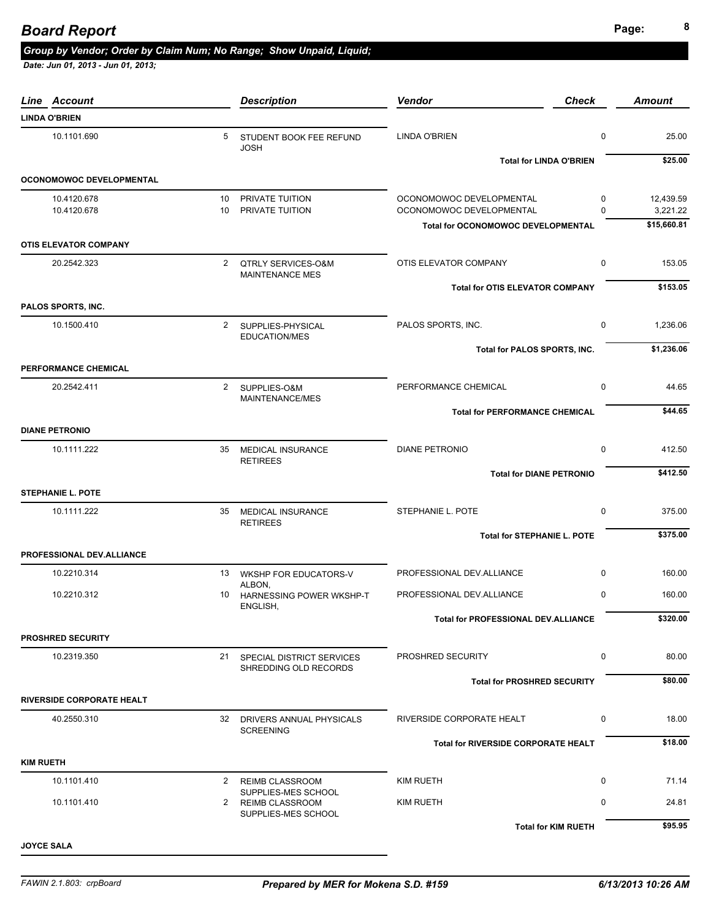# Board Report

***Group by Vendor; Order by Claim Num; No Range; Show Unpaid, Liquid;***

***Date: Jun 01, 2013 - Jun 01, 2013;***

| Account | Line | Description | Vendor | Check | Amount |
|---|---|---|---|---|---|
| **LINDA O'BRIEN** | | | | | |
| 10.1101.690 | 5 | STUDENT BOOK FEE REFUND JOSH | LINDA O'BRIEN | 0 | 25.00 |
| | | | **Total for LINDA O'BRIEN** | | **$25.00** |
| **OCONOMOWOC DEVELOPMENTAL** | | | | | |
| 10.4120.678 | 10 | PRIVATE TUITION | OCONOMOWOC DEVELOPMENTAL | 0 | 12,439.59 |
| 10.4120.678 | 10 | PRIVATE TUITION | OCONOMOWOC DEVELOPMENTAL | 0 | 3,221.22 |
| | | | **Total for OCONOMOWOC DEVELOPMENTAL** | | **$15,660.81** |
| **OTIS ELEVATOR COMPANY** | | | | | |
| 20.2542.323 | 2 | QTRLY SERVICES-O&M MAINTENANCE MES | OTIS ELEVATOR COMPANY | 0 | 153.05 |
| | | | **Total for OTIS ELEVATOR COMPANY** | | **$153.05** |
| **PALOS SPORTS, INC.** | | | | | |
| 10.1500.410 | 2 | SUPPLIES-PHYSICAL EDUCATION/MES | PALOS SPORTS, INC. | 0 | 1,236.06 |
| | | | **Total for PALOS SPORTS, INC.** | | **$1,236.06** |
| **PERFORMANCE CHEMICAL** | | | | | |
| 20.2542.411 | 2 | SUPPLIES-O&M MAINTENANCE/MES | PERFORMANCE CHEMICAL | 0 | 44.65 |
| | | | **Total for PERFORMANCE CHEMICAL** | | **$44.65** |
| **DIANE PETRONIO** | | | | | |
| 10.1111.222 | 35 | MEDICAL INSURANCE RETIREES | DIANE PETRONIO | 0 | 412.50 |
| | | | **Total for DIANE PETRONIO** | | **$412.50** |
| **STEPHANIE L. POTE** | | | | | |
| 10.1111.222 | 35 | MEDICAL INSURANCE RETIREES | STEPHANIE L. POTE | 0 | 375.00 |
| | | | **Total for STEPHANIE L. POTE** | | **$375.00** |
| **PROFESSIONAL DEV.ALLIANCE** | | | | | |
| 10.2210.314 | 13 | WKSHP FOR EDUCATORS-V ALBON, | PROFESSIONAL DEV.ALLIANCE | 0 | 160.00 |
| 10.2210.312 | 10 | HARNESSING POWER WKSHP-T ENGLISH, | PROFESSIONAL DEV.ALLIANCE | 0 | 160.00 |
| | | | **Total for PROFESSIONAL DEV.ALLIANCE** | | **$320.00** |
| **PROSHRED SECURITY** | | | | | |
| 10.2319.350 | 21 | SPECIAL DISTRICT SERVICES SHREDDING OLD RECORDS | PROSHRED SECURITY | 0 | 80.00 |
| | | | **Total for PROSHRED SECURITY** | | **$80.00** |
| **RIVERSIDE CORPORATE HEALT** | | | | | |
| 40.2550.310 | 32 | DRIVERS ANNUAL PHYSICALS SCREENING | RIVERSIDE CORPORATE HEALT | 0 | 18.00 |
| | | | **Total for RIVERSIDE CORPORATE HEALT** | | **$18.00** |
| **KIM RUETH** | | | | | |
| 10.1101.410 | 2 | REIMB CLASSROOM SUPPLIES-MES SCHOOL | KIM RUETH | 0 | 71.14 |
| 10.1101.410 | 2 | REIMB CLASSROOM SUPPLIES-MES SCHOOL | KIM RUETH | 0 | 24.81 |
| | | | **Total for KIM RUETH** | | **$95.95** |
| **JOYCE SALA** | | | | | |

FAWIN 2.1.803: crpBoard — *Prepared by MER for Mokena S.D. #159* — *6/13/2013 10:26 AM*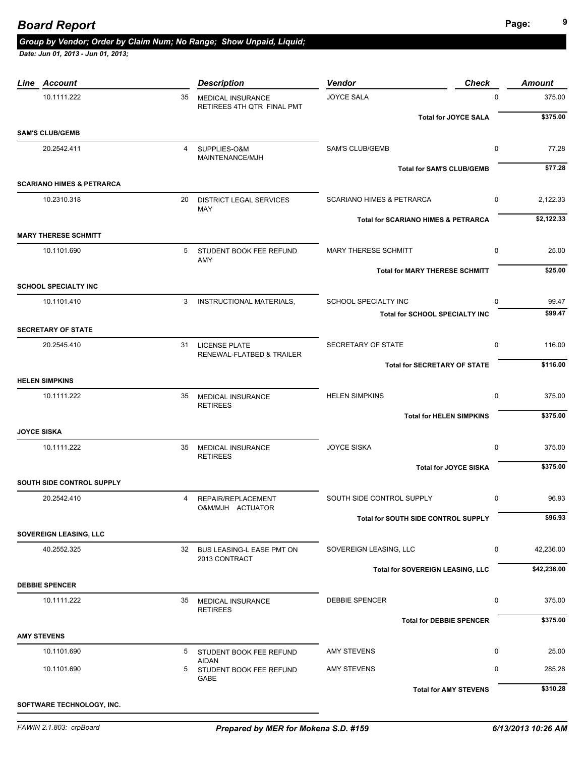# Board Report

***Group by Vendor; Order by Claim Num; No Range; Show Unpaid, Liquid;***

***Date: Jun 01, 2013 - Jun 01, 2013;***

| Line | Account | | Description | Vendor | Check | Amount |
|---|---|---|---|---|---|---|
| | 10.1111.222 | 35 | MEDICAL INSURANCE RETIREES 4TH QTR FINAL PMT | JOYCE SALA | 0 | 375.00 |
| | | | | **Total for JOYCE SALA** | | **$375.00** |
| **SAM'S CLUB/GEMB** | | | | | | |
| | 20.2542.411 | 4 | SUPPLIES-O&M MAINTENANCE/MJH | SAM'S CLUB/GEMB | 0 | 77.28 |
| | | | | **Total for SAM'S CLUB/GEMB** | | **$77.28** |
| **SCARIANO HIMES & PETRARCA** | | | | | | |
| | 10.2310.318 | 20 | DISTRICT LEGAL SERVICES MAY | SCARIANO HIMES & PETRARCA | 0 | 2,122.33 |
| | | | | **Total for SCARIANO HIMES & PETRARCA** | | **$2,122.33** |
| **MARY THERESE SCHMITT** | | | | | | |
| | 10.1101.690 | 5 | STUDENT BOOK FEE REFUND AMY | MARY THERESE SCHMITT | 0 | 25.00 |
| | | | | **Total for MARY THERESE SCHMITT** | | **$25.00** |
| **SCHOOL SPECIALTY INC** | | | | | | |
| | 10.1101.410 | 3 | INSTRUCTIONAL MATERIALS, | SCHOOL SPECIALTY INC | 0 | 99.47 |
| | | | | **Total for SCHOOL SPECIALTY INC** | | **$99.47** |
| **SECRETARY OF STATE** | | | | | | |
| | 20.2545.410 | 31 | LICENSE PLATE RENEWAL-FLATBED & TRAILER | SECRETARY OF STATE | 0 | 116.00 |
| | | | | **Total for SECRETARY OF STATE** | | **$116.00** |
| **HELEN SIMPKINS** | | | | | | |
| | 10.1111.222 | 35 | MEDICAL INSURANCE RETIREES | HELEN SIMPKINS | 0 | 375.00 |
| | | | | **Total for HELEN SIMPKINS** | | **$375.00** |
| **JOYCE SISKA** | | | | | | |
| | 10.1111.222 | 35 | MEDICAL INSURANCE RETIREES | JOYCE SISKA | 0 | 375.00 |
| | | | | **Total for JOYCE SISKA** | | **$375.00** |
| **SOUTH SIDE CONTROL SUPPLY** | | | | | | |
| | 20.2542.410 | 4 | REPAIR/REPLACEMENT O&M/MJH ACTUATOR | SOUTH SIDE CONTROL SUPPLY | 0 | 96.93 |
| | | | | **Total for SOUTH SIDE CONTROL SUPPLY** | | **$96.93** |
| **SOVEREIGN LEASING, LLC** | | | | | | |
| | 40.2552.325 | 32 | BUS LEASING-L EASE PMT ON 2013 CONTRACT | SOVEREIGN LEASING, LLC | 0 | 42,236.00 |
| | | | | **Total for SOVEREIGN LEASING, LLC** | | **$42,236.00** |
| **DEBBIE SPENCER** | | | | | | |
| | 10.1111.222 | 35 | MEDICAL INSURANCE RETIREES | DEBBIE SPENCER | 0 | 375.00 |
| | | | | **Total for DEBBIE SPENCER** | | **$375.00** |
| **AMY STEVENS** | | | | | | |
| | 10.1101.690 | 5 | STUDENT BOOK FEE REFUND AIDAN | AMY STEVENS | 0 | 25.00 |
| | 10.1101.690 | 5 | STUDENT BOOK FEE REFUND GABE | AMY STEVENS | 0 | 285.28 |
| | | | | **Total for AMY STEVENS** | | **$310.28** |
| **SOFTWARE TECHNOLOGY, INC.** | | | | | | |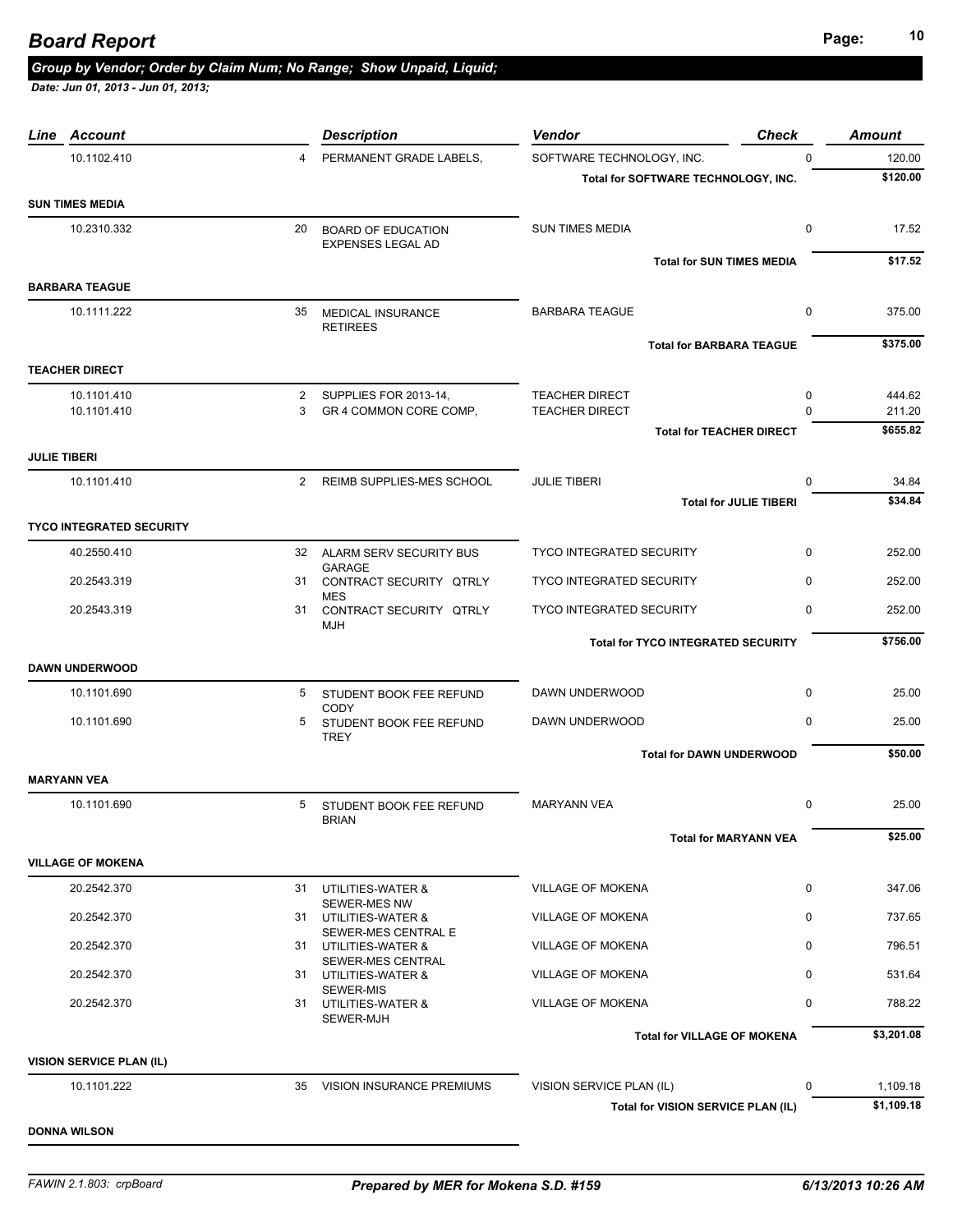# Board Report

***Group by Vendor; Order by Claim Num; No Range; Show Unpaid, Liquid;***

***Date: Jun 01, 2013 - Jun 01, 2013;***

| Line | Account | | Description | Vendor | Check | Amount |
|---|---|---|---|---|---|---|
| | 10.1102.410 | 4 | PERMANENT GRADE LABELS, | SOFTWARE TECHNOLOGY, INC. | 0 | 120.00 |
| | | | | **Total for SOFTWARE TECHNOLOGY, INC.** | | **$120.00** |
| **SUN TIMES MEDIA** | | | | | | |
| | 10.2310.332 | 20 | BOARD OF EDUCATION EXPENSES LEGAL AD | SUN TIMES MEDIA | 0 | 17.52 |
| | | | | **Total for SUN TIMES MEDIA** | | **$17.52** |
| **BARBARA TEAGUE** | | | | | | |
| | 10.1111.222 | 35 | MEDICAL INSURANCE RETIREES | BARBARA TEAGUE | 0 | 375.00 |
| | | | | **Total for BARBARA TEAGUE** | | **$375.00** |
| **TEACHER DIRECT** | | | | | | |
| | 10.1101.410 | 2 | SUPPLIES FOR 2013-14, | TEACHER DIRECT | 0 | 444.62 |
| | 10.1101.410 | 3 | GR 4 COMMON CORE COMP, | TEACHER DIRECT | 0 | 211.20 |
| | | | | **Total for TEACHER DIRECT** | | **$655.82** |
| **JULIE TIBERI** | | | | | | |
| | 10.1101.410 | 2 | REIMB SUPPLIES-MES SCHOOL | JULIE TIBERI | 0 | 34.84 |
| | | | | **Total for JULIE TIBERI** | | **$34.84** |
| **TYCO INTEGRATED SECURITY** | | | | | | |
| | 40.2550.410 | 32 | ALARM SERV SECURITY BUS GARAGE | TYCO INTEGRATED SECURITY | 0 | 252.00 |
| | 20.2543.319 | 31 | CONTRACT SECURITY QTRLY MES | TYCO INTEGRATED SECURITY | 0 | 252.00 |
| | 20.2543.319 | 31 | CONTRACT SECURITY QTRLY MJH | TYCO INTEGRATED SECURITY | 0 | 252.00 |
| | | | | **Total for TYCO INTEGRATED SECURITY** | | **$756.00** |
| **DAWN UNDERWOOD** | | | | | | |
| | 10.1101.690 | 5 | STUDENT BOOK FEE REFUND CODY | DAWN UNDERWOOD | 0 | 25.00 |
| | 10.1101.690 | 5 | STUDENT BOOK FEE REFUND TREY | DAWN UNDERWOOD | 0 | 25.00 |
| | | | | **Total for DAWN UNDERWOOD** | | **$50.00** |
| **MARYANN VEA** | | | | | | |
| | 10.1101.690 | 5 | STUDENT BOOK FEE REFUND BRIAN | MARYANN VEA | 0 | 25.00 |
| | | | | **Total for MARYANN VEA** | | **$25.00** |
| **VILLAGE OF MOKENA** | | | | | | |
| | 20.2542.370 | 31 | UTILITIES-WATER & SEWER-MES NW | VILLAGE OF MOKENA | 0 | 347.06 |
| | 20.2542.370 | 31 | UTILITIES-WATER & SEWER-MES CENTRAL E | VILLAGE OF MOKENA | 0 | 737.65 |
| | 20.2542.370 | 31 | UTILITIES-WATER & SEWER-MES CENTRAL | VILLAGE OF MOKENA | 0 | 796.51 |
| | 20.2542.370 | 31 | UTILITIES-WATER & SEWER-MIS | VILLAGE OF MOKENA | 0 | 531.64 |
| | 20.2542.370 | 31 | UTILITIES-WATER & SEWER-MJH | VILLAGE OF MOKENA | 0 | 788.22 |
| | | | | **Total for VILLAGE OF MOKENA** | | **$3,201.08** |
| **VISION SERVICE PLAN (IL)** | | | | | | |
| | 10.1101.222 | 35 | VISION INSURANCE PREMIUMS | VISION SERVICE PLAN (IL) | 0 | 1,109.18 |
| | | | | **Total for VISION SERVICE PLAN (IL)** | | **$1,109.18** |
| **DONNA WILSON** | | | | | | |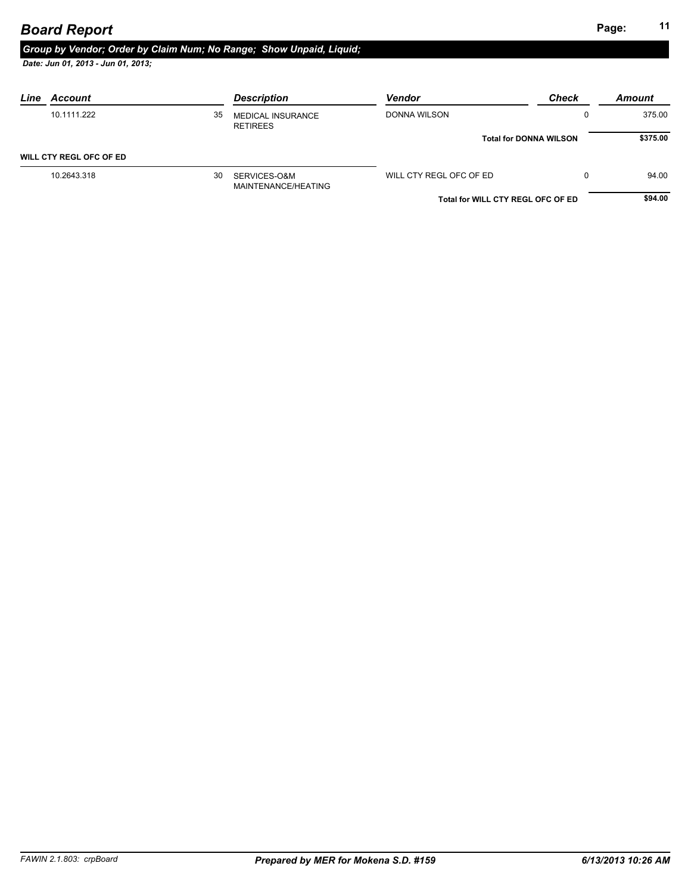# Board Report

## Group by Vendor; Order by Claim Num; No Range; Show Unpaid, Liquid;

*Date: Jun 01, 2013 - Jun 01, 2013;*

| Line | Account | | Description | Vendor | Check | Amount |
|---|---|---|---|---|---|---|
| | 10.1111.222 | 35 | MEDICAL INSURANCE RETIREES | DONNA WILSON | 0 | 375.00 |
| | | | | **Total for DONNA WILSON** | | **$375.00** |
| **WILL CTY REGL OFC OF ED** | | | | | | |
| | 10.2643.318 | 30 | SERVICES-O&M MAINTENANCE/HEATING | WILL CTY REGL OFC OF ED | 0 | 94.00 |
| | | | | **Total for WILL CTY REGL OFC OF ED** | | **$94.00** |

*FAWIN 2.1.803: crpBoard* | ***Prepared by MER for Mokena S.D. #159*** | ***6/13/2013 10:26 AM***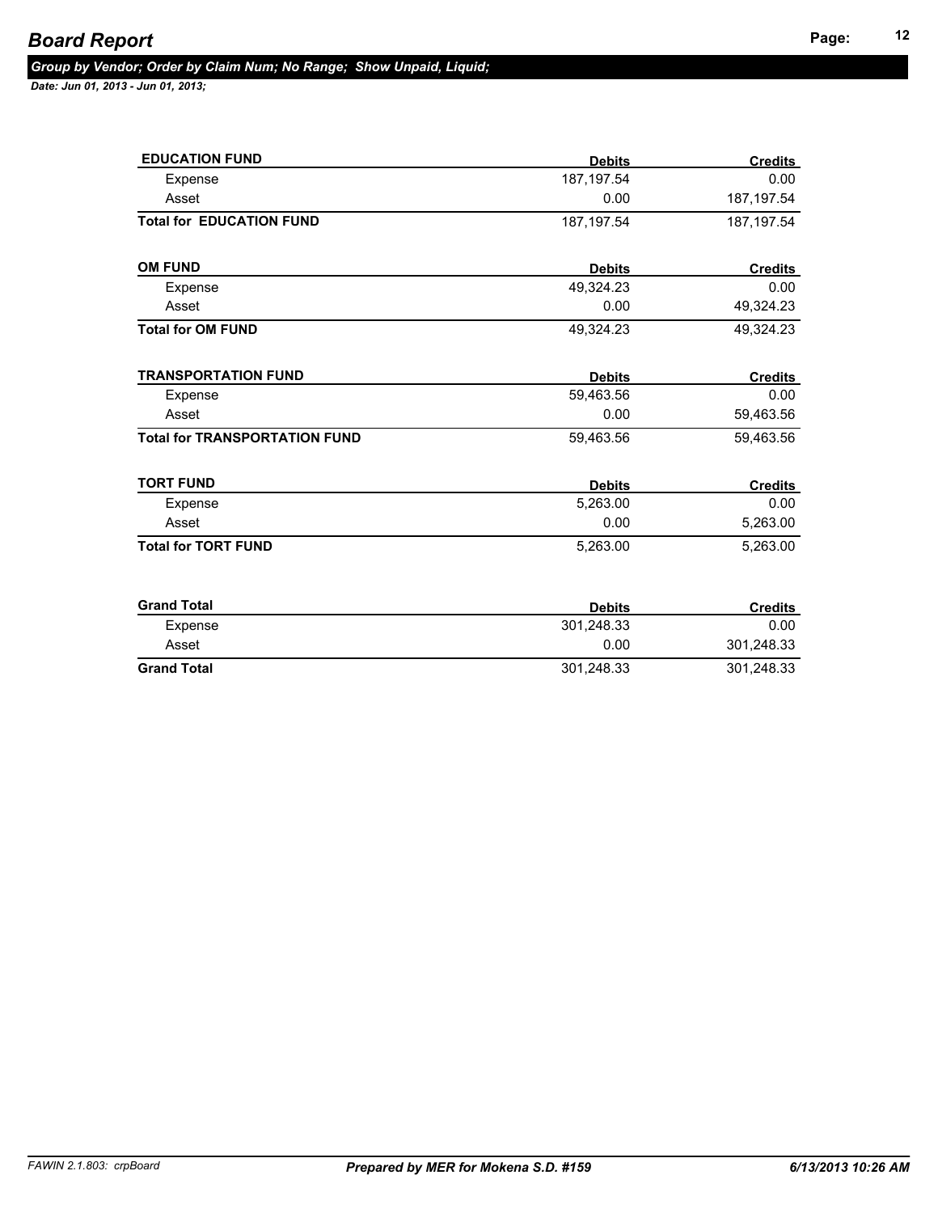# Board Report

*Group by Vendor; Order by Claim Num; No Range; Show Unpaid, Liquid;*

*Date: Jun 01, 2013 - Jun 01, 2013;*

| EDUCATION FUND | Debits | Credits |
|---|---|---|
| Expense | 187,197.54 | 0.00 |
| Asset | 0.00 | 187,197.54 |
| **Total for EDUCATION FUND** | 187,197.54 | 187,197.54 |

| OM FUND | Debits | Credits |
|---|---|---|
| Expense | 49,324.23 | 0.00 |
| Asset | 0.00 | 49,324.23 |
| **Total for OM FUND** | 49,324.23 | 49,324.23 |

| TRANSPORTATION FUND | Debits | Credits |
|---|---|---|
| Expense | 59,463.56 | 0.00 |
| Asset | 0.00 | 59,463.56 |
| **Total for TRANSPORTATION FUND** | 59,463.56 | 59,463.56 |

| TORT FUND | Debits | Credits |
|---|---|---|
| Expense | 5,263.00 | 0.00 |
| Asset | 0.00 | 5,263.00 |
| **Total for TORT FUND** | 5,263.00 | 5,263.00 |

| Grand Total | Debits | Credits |
|---|---|---|
| Expense | 301,248.33 | 0.00 |
| Asset | 0.00 | 301,248.33 |
| **Grand Total** | 301,248.33 | 301,248.33 |

FAWIN 2.1.803: crpBoard | *Prepared by MER for Mokena S.D. #159* | *6/13/2013 10:26 AM*